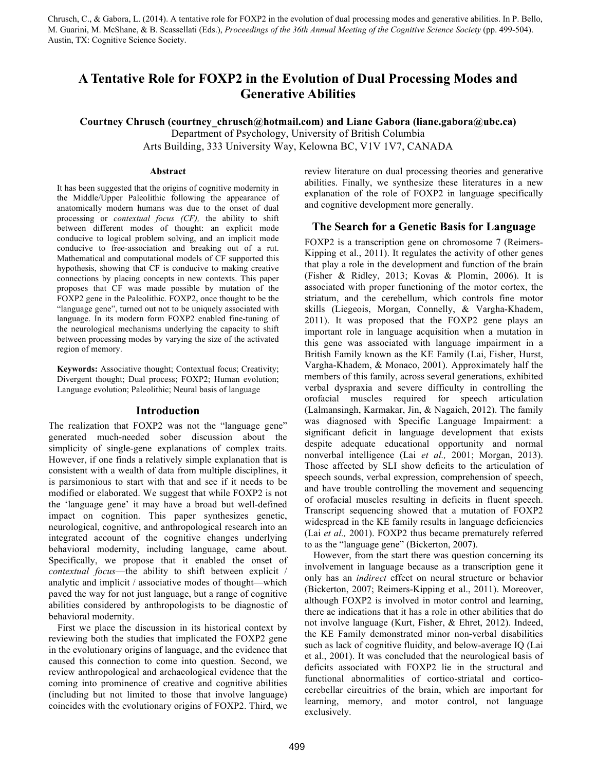Chrusch, C., & Gabora, L. (2014). A tentative role for FOXP2 in the evolution of dual processing modes and generative abilities. In P. Bello, M. Guarini, M. McShane, & B. Scassellati (Eds.), *Proceedings of the 36th Annual Meeting of the Cognitive Science Society* (pp. 499-504). Austin, TX: Cognitive Science Society.

# A Tentative Role for FOXP2 in the Evolution of Dual Processing Modes and Generative Abilities

**Courtney Chrusch (courtney_chrusch@hotmail.com) and Liane Gabora (liane.gabora@ubc.ca)**
Department of Psychology, University of British Columbia
Arts Building, 333 University Way, Kelowna BC, V1V 1V7, CANADA

## Abstract

It has been suggested that the origins of cognitive modernity in the Middle/Upper Paleolithic following the appearance of anatomically modern humans was due to the onset of dual processing or *contextual focus (CF),* the ability to shift between different modes of thought: an explicit mode conducive to logical problem solving, and an implicit mode conducive to free-association and breaking out of a rut. Mathematical and computational models of CF supported this hypothesis, showing that CF is conducive to making creative connections by placing concepts in new contexts. This paper proposes that CF was made possible by mutation of the FOXP2 gene in the Paleolithic. FOXP2, once thought to be the "language gene", turned out not to be uniquely associated with language. In its modern form FOXP2 enabled fine-tuning of the neurological mechanisms underlying the capacity to shift between processing modes by varying the size of the activated region of memory.

**Keywords:** Associative thought; Contextual focus; Creativity; Divergent thought; Dual process; FOXP2; Human evolution; Language evolution; Paleolithic; Neural basis of language

## Introduction

The realization that FOXP2 was not the "language gene" generated much-needed sober discussion about the simplicity of single-gene explanations of complex traits. However, if one finds a relatively simple explanation that is consistent with a wealth of data from multiple disciplines, it is parsimonious to start with that and see if it needs to be modified or elaborated. We suggest that while FOXP2 is not the 'language gene' it may have a broad but well-defined impact on cognition. This paper synthesizes genetic, neurological, cognitive, and anthropological research into an integrated account of the cognitive changes underlying behavioral modernity, including language, came about. Specifically, we propose that it enabled the onset of *contextual focus*—the ability to shift between explicit / analytic and implicit / associative modes of thought—which paved the way for not just language, but a range of cognitive abilities considered by anthropologists to be diagnostic of behavioral modernity.

First we place the discussion in its historical context by reviewing both the studies that implicated the FOXP2 gene in the evolutionary origins of language, and the evidence that caused this connection to come into question. Second, we review anthropological and archaeological evidence that the coming into prominence of creative and cognitive abilities (including but not limited to those that involve language) coincides with the evolutionary origins of FOXP2. Third, we review literature on dual processing theories and generative abilities. Finally, we synthesize these literatures in a new explanation of the role of FOXP2 in language specifically and cognitive development more generally.

## The Search for a Genetic Basis for Language

FOXP2 is a transcription gene on chromosome 7 (Reimers-Kipping et al., 2011). It regulates the activity of other genes that play a role in the development and function of the brain (Fisher & Ridley, 2013; Kovas & Plomin, 2006). It is associated with proper functioning of the motor cortex, the striatum, and the cerebellum, which controls fine motor skills (Liegeois, Morgan, Connelly, & Vargha-Khadem, 2011). It was proposed that the FOXP2 gene plays an important role in language acquisition when a mutation in this gene was associated with language impairment in a British Family known as the KE Family (Lai, Fisher, Hurst, Vargha-Khadem, & Monaco, 2001). Approximately half the members of this family, across several generations, exhibited verbal dyspraxia and severe difficulty in controlling the orofacial muscles required for speech articulation (Lalmansingh, Karmakar, Jin, & Nagaich, 2012). The family was diagnosed with Specific Language Impairment: a significant deficit in language development that exists despite adequate educational opportunity and normal nonverbal intelligence (Lai *et al.,* 2001; Morgan, 2013). Those affected by SLI show deficits to the articulation of speech sounds, verbal expression, comprehension of speech, and have trouble controlling the movement and sequencing of orofacial muscles resulting in deficits in fluent speech. Transcript sequencing showed that a mutation of FOXP2 widespread in the KE family results in language deficiencies (Lai *et al.,* 2001). FOXP2 thus became prematurely referred to as the "language gene" (Bickerton, 2007).

However, from the start there was question concerning its involvement in language because as a transcription gene it only has an *indirect* effect on neural structure or behavior (Bickerton, 2007; Reimers-Kipping et al., 2011). Moreover, although FOXP2 is involved in motor control and learning, there ae indications that it has a role in other abilities that do not involve language (Kurt, Fisher, & Ehret, 2012). Indeed, the KE Family demonstrated minor non-verbal disabilities such as lack of cognitive fluidity, and below-average IQ (Lai et al., 2001). It was concluded that the neurological basis of deficits associated with FOXP2 lie in the structural and functional abnormalities of cortico-striatal and cortico-cerebellar circuitries of the brain, which are important for learning, memory, and motor control, not language exclusively.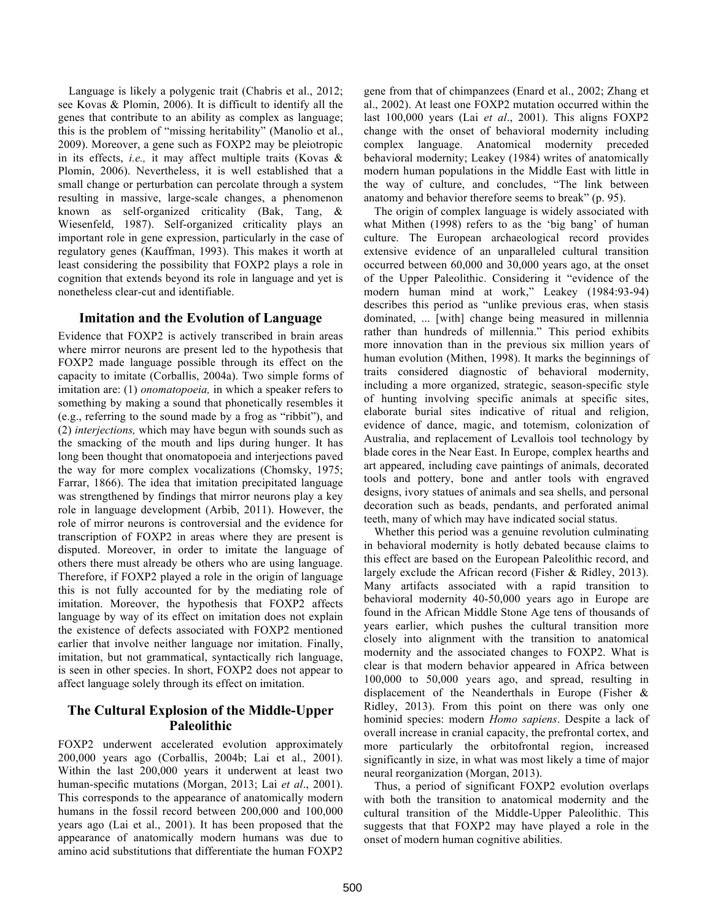Language is likely a polygenic trait (Chabris et al., 2012; see Kovas & Plomin, 2006). It is difficult to identify all the genes that contribute to an ability as complex as language; this is the problem of "missing heritability" (Manolio et al., 2009). Moreover, a gene such as FOXP2 may be pleiotropic in its effects, *i.e.,* it may affect multiple traits (Kovas & Plomin, 2006). Nevertheless, it is well established that a small change or perturbation can percolate through a system resulting in massive, large-scale changes, a phenomenon known as self-organized criticality (Bak, Tang, & Wiesenfeld, 1987). Self-organized criticality plays an important role in gene expression, particularly in the case of regulatory genes (Kauffman, 1993). This makes it worth at least considering the possibility that FOXP2 plays a role in cognition that extends beyond its role in language and yet is nonetheless clear-cut and identifiable.

## Imitation and the Evolution of Language

Evidence that FOXP2 is actively transcribed in brain areas where mirror neurons are present led to the hypothesis that FOXP2 made language possible through its effect on the capacity to imitate (Corballis, 2004a). Two simple forms of imitation are: (1) *onomatopoeia,* in which a speaker refers to something by making a sound that phonetically resembles it (e.g., referring to the sound made by a frog as "ribbit"), and (2) *interjections,* which may have begun with sounds such as the smacking of the mouth and lips during hunger. It has long been thought that onomatopoeia and interjections paved the way for more complex vocalizations (Chomsky, 1975; Farrar, 1866). The idea that imitation precipitated language was strengthened by findings that mirror neurons play a key role in language development (Arbib, 2011). However, the role of mirror neurons is controversial and the evidence for transcription of FOXP2 in areas where they are present is disputed. Moreover, in order to imitate the language of others there must already be others who are using language. Therefore, if FOXP2 played a role in the origin of language this is not fully accounted for by the mediating role of imitation. Moreover, the hypothesis that FOXP2 affects language by way of its effect on imitation does not explain the existence of defects associated with FOXP2 mentioned earlier that involve neither language nor imitation. Finally, imitation, but not grammatical, syntactically rich language, is seen in other species. In short, FOXP2 does not appear to affect language solely through its effect on imitation.

## The Cultural Explosion of the Middle-Upper Paleolithic

FOXP2 underwent accelerated evolution approximately 200,000 years ago (Corballis, 2004b; Lai et al., 2001). Within the last 200,000 years it underwent at least two human-specific mutations (Morgan, 2013; Lai *et al*., 2001). This corresponds to the appearance of anatomically modern humans in the fossil record between 200,000 and 100,000 years ago (Lai et al., 2001). It has been proposed that the appearance of anatomically modern humans was due to amino acid substitutions that differentiate the human FOXP2 gene from that of chimpanzees (Enard et al., 2002; Zhang et al., 2002). At least one FOXP2 mutation occurred within the last 100,000 years (Lai *et al*., 2001). This aligns FOXP2 change with the onset of behavioral modernity including complex language. Anatomical modernity preceded behavioral modernity; Leakey (1984) writes of anatomically modern human populations in the Middle East with little in the way of culture, and concludes, "The link between anatomy and behavior therefore seems to break" (p. 95).

The origin of complex language is widely associated with what Mithen (1998) refers to as the 'big bang' of human culture. The European archaeological record provides extensive evidence of an unparalleled cultural transition occurred between 60,000 and 30,000 years ago, at the onset of the Upper Paleolithic. Considering it "evidence of the modern human mind at work," Leakey (1984:93-94) describes this period as "unlike previous eras, when stasis dominated, ... [with] change being measured in millennia rather than hundreds of millennia." This period exhibits more innovation than in the previous six million years of human evolution (Mithen, 1998). It marks the beginnings of traits considered diagnostic of behavioral modernity, including a more organized, strategic, season-specific style of hunting involving specific animals at specific sites, elaborate burial sites indicative of ritual and religion, evidence of dance, magic, and totemism, colonization of Australia, and replacement of Levallois tool technology by blade cores in the Near East. In Europe, complex hearths and art appeared, including cave paintings of animals, decorated tools and pottery, bone and antler tools with engraved designs, ivory statues of animals and sea shells, and personal decoration such as beads, pendants, and perforated animal teeth, many of which may have indicated social status.

Whether this period was a genuine revolution culminating in behavioral modernity is hotly debated because claims to this effect are based on the European Paleolithic record, and largely exclude the African record (Fisher & Ridley, 2013). Many artifacts associated with a rapid transition to behavioral modernity 40-50,000 years ago in Europe are found in the African Middle Stone Age tens of thousands of years earlier, which pushes the cultural transition more closely into alignment with the transition to anatomical modernity and the associated changes to FOXP2. What is clear is that modern behavior appeared in Africa between 100,000 to 50,000 years ago, and spread, resulting in displacement of the Neanderthals in Europe (Fisher & Ridley, 2013). From this point on there was only one hominid species: modern *Homo sapiens*. Despite a lack of overall increase in cranial capacity, the prefrontal cortex, and more particularly the orbitofrontal region, increased significantly in size, in what was most likely a time of major neural reorganization (Morgan, 2013).

Thus, a period of significant FOXP2 evolution overlaps with both the transition to anatomical modernity and the cultural transition of the Middle-Upper Paleolithic. This suggests that that FOXP2 may have played a role in the onset of modern human cognitive abilities.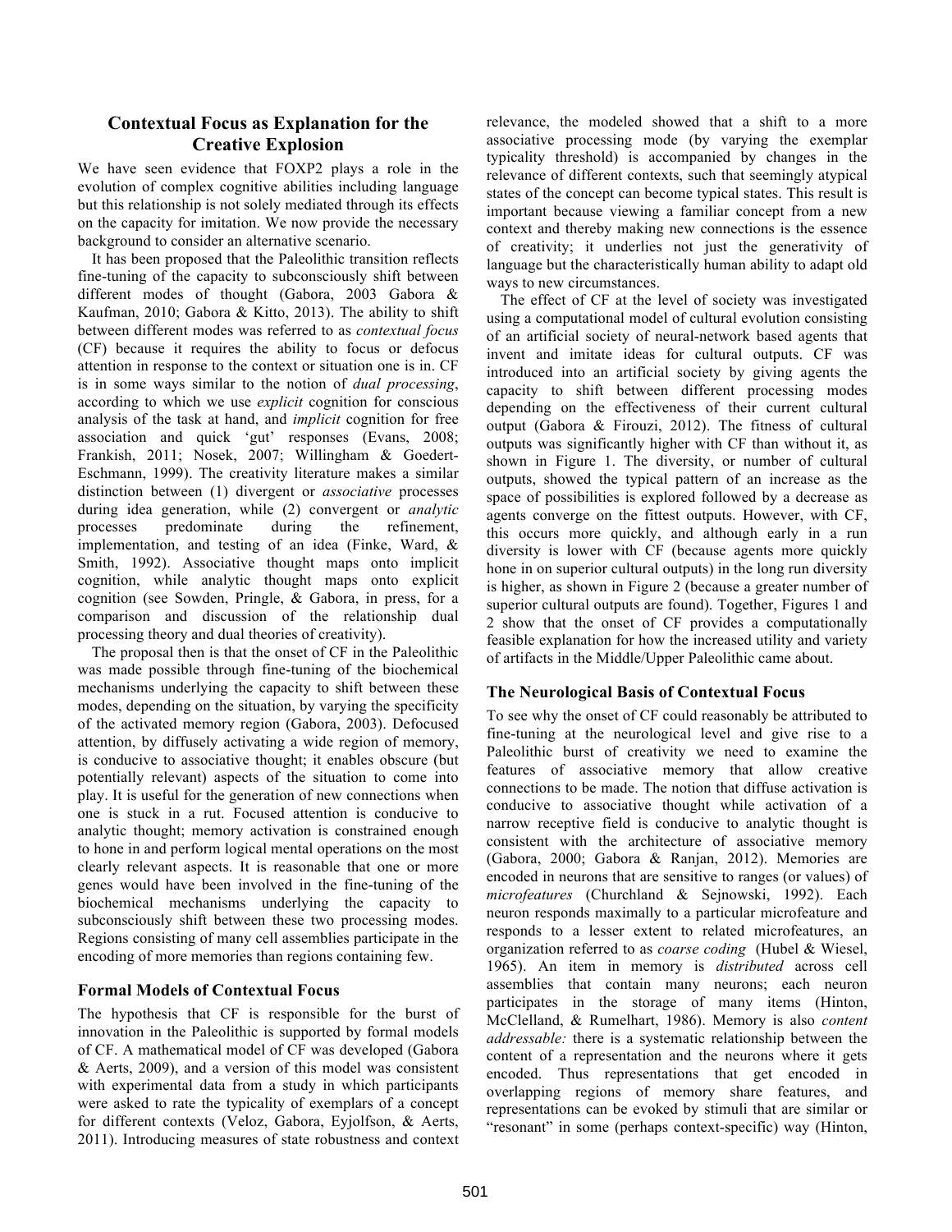## Contextual Focus as Explanation for the Creative Explosion

We have seen evidence that FOXP2 plays a role in the evolution of complex cognitive abilities including language but this relationship is not solely mediated through its effects on the capacity for imitation. We now provide the necessary background to consider an alternative scenario.

It has been proposed that the Paleolithic transition reflects fine-tuning of the capacity to subconsciously shift between different modes of thought (Gabora, 2003 Gabora & Kaufman, 2010; Gabora & Kitto, 2013). The ability to shift between different modes was referred to as *contextual focus* (CF) because it requires the ability to focus or defocus attention in response to the context or situation one is in. CF is in some ways similar to the notion of *dual processing*, according to which we use *explicit* cognition for conscious analysis of the task at hand, and *implicit* cognition for free association and quick 'gut' responses (Evans, 2008; Frankish, 2011; Nosek, 2007; Willingham & Goedert-Eschmann, 1999). The creativity literature makes a similar distinction between (1) divergent or *associative* processes during idea generation, while (2) convergent or *analytic* processes predominate during the refinement, implementation, and testing of an idea (Finke, Ward, & Smith, 1992). Associative thought maps onto implicit cognition, while analytic thought maps onto explicit cognition (see Sowden, Pringle, & Gabora, in press, for a comparison and discussion of the relationship dual processing theory and dual theories of creativity).

The proposal then is that the onset of CF in the Paleolithic was made possible through fine-tuning of the biochemical mechanisms underlying the capacity to shift between these modes, depending on the situation, by varying the specificity of the activated memory region (Gabora, 2003). Defocused attention, by diffusely activating a wide region of memory, is conducive to associative thought; it enables obscure (but potentially relevant) aspects of the situation to come into play. It is useful for the generation of new connections when one is stuck in a rut. Focused attention is conducive to analytic thought; memory activation is constrained enough to hone in and perform logical mental operations on the most clearly relevant aspects. It is reasonable that one or more genes would have been involved in the fine-tuning of the biochemical mechanisms underlying the capacity to subconsciously shift between these two processing modes. Regions consisting of many cell assemblies participate in the encoding of more memories than regions containing few.

### Formal Models of Contextual Focus

The hypothesis that CF is responsible for the burst of innovation in the Paleolithic is supported by formal models of CF. A mathematical model of CF was developed (Gabora & Aerts, 2009), and a version of this model was consistent with experimental data from a study in which participants were asked to rate the typicality of exemplars of a concept for different contexts (Veloz, Gabora, Eyjolfson, & Aerts, 2011). Introducing measures of state robustness and context relevance, the modeled showed that a shift to a more associative processing mode (by varying the exemplar typicality threshold) is accompanied by changes in the relevance of different contexts, such that seemingly atypical states of the concept can become typical states. This result is important because viewing a familiar concept from a new context and thereby making new connections is the essence of creativity; it underlies not just the generativity of language but the characteristically human ability to adapt old ways to new circumstances.

The effect of CF at the level of society was investigated using a computational model of cultural evolution consisting of an artificial society of neural-network based agents that invent and imitate ideas for cultural outputs. CF was introduced into an artificial society by giving agents the capacity to shift between different processing modes depending on the effectiveness of their current cultural output (Gabora & Firouzi, 2012). The fitness of cultural outputs was significantly higher with CF than without it, as shown in Figure 1. The diversity, or number of cultural outputs, showed the typical pattern of an increase as the space of possibilities is explored followed by a decrease as agents converge on the fittest outputs. However, with CF, this occurs more quickly, and although early in a run diversity is lower with CF (because agents more quickly hone in on superior cultural outputs) in the long run diversity is higher, as shown in Figure 2 (because a greater number of superior cultural outputs are found). Together, Figures 1 and 2 show that the onset of CF provides a computationally feasible explanation for how the increased utility and variety of artifacts in the Middle/Upper Paleolithic came about.

### The Neurological Basis of Contextual Focus

To see why the onset of CF could reasonably be attributed to fine-tuning at the neurological level and give rise to a Paleolithic burst of creativity we need to examine the features of associative memory that allow creative connections to be made. The notion that diffuse activation is conducive to associative thought while activation of a narrow receptive field is conducive to analytic thought is consistent with the architecture of associative memory (Gabora, 2000; Gabora & Ranjan, 2012). Memories are encoded in neurons that are sensitive to ranges (or values) of *microfeatures* (Churchland & Sejnowski, 1992). Each neuron responds maximally to a particular microfeature and responds to a lesser extent to related microfeatures, an organization referred to as *coarse coding* (Hubel & Wiesel, 1965). An item in memory is *distributed* across cell assemblies that contain many neurons; each neuron participates in the storage of many items (Hinton, McClelland, & Rumelhart, 1986). Memory is also *content addressable:* there is a systematic relationship between the content of a representation and the neurons where it gets encoded. Thus representations that get encoded in overlapping regions of memory share features, and representations can be evoked by stimuli that are similar or "resonant" in some (perhaps context-specific) way (Hinton,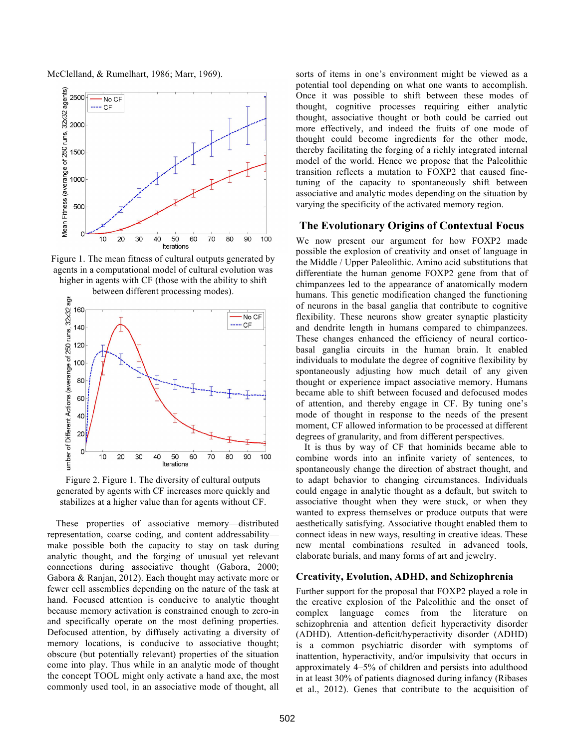McClelland, & Rumelhart, 1986; Marr, 1969).

Figure 1. The mean fitness of cultural outputs generated by agents in a computational model of cultural evolution was higher in agents with CF (those with the ability to shift between different processing modes).

Figure 2. Figure 1. The diversity of cultural outputs generated by agents with CF increases more quickly and stabilizes at a higher value than for agents without CF.

These properties of associative memory—distributed representation, coarse coding, and content addressability—make possible both the capacity to stay on task during analytic thought, and the forging of unusual yet relevant connections during associative thought (Gabora, 2000; Gabora & Ranjan, 2012). Each thought may activate more or fewer cell assemblies depending on the nature of the task at hand. Focused attention is conducive to analytic thought because memory activation is constrained enough to zero-in and specifically operate on the most defining properties. Defocused attention, by diffusely activating a diversity of memory locations, is conducive to associative thought; obscure (but potentially relevant) properties of the situation come into play. Thus while in an analytic mode of thought the concept TOOL might only activate a hand axe, the most commonly used tool, in an associative mode of thought, all sorts of items in one's environment might be viewed as a potential tool depending on what one wants to accomplish. Once it was possible to shift between these modes of thought, cognitive processes requiring either analytic thought, associative thought or both could be carried out more effectively, and indeed the fruits of one mode of thought could become ingredients for the other mode, thereby facilitating the forging of a richly integrated internal model of the world. Hence we propose that the Paleolithic transition reflects a mutation to FOXP2 that caused fine-tuning of the capacity to spontaneously shift between associative and analytic modes depending on the situation by varying the specificity of the activated memory region.

## The Evolutionary Origins of Contextual Focus

We now present our argument for how FOXP2 made possible the explosion of creativity and onset of language in the Middle / Upper Paleolithic. Amino acid substitutions that differentiate the human genome FOXP2 gene from that of chimpanzees led to the appearance of anatomically modern humans. This genetic modification changed the functioning of neurons in the basal ganglia that contribute to cognitive flexibility. These neurons show greater synaptic plasticity and dendrite length in humans compared to chimpanzees. These changes enhanced the efficiency of neural cortico-basal ganglia circuits in the human brain. It enabled individuals to modulate the degree of cognitive flexibility by spontaneously adjusting how much detail of any given thought or experience impact associative memory. Humans became able to shift between focused and defocused modes of attention, and thereby engage in CF. By tuning one's mode of thought in response to the needs of the present moment, CF allowed information to be processed at different degrees of granularity, and from different perspectives.

It is thus by way of CF that hominids became able to combine words into an infinite variety of sentences, to spontaneously change the direction of abstract thought, and to adapt behavior to changing circumstances. Individuals could engage in analytic thought as a default, but switch to associative thought when they were stuck, or when they wanted to express themselves or produce outputs that were aesthetically satisfying. Associative thought enabled them to connect ideas in new ways, resulting in creative ideas. These new mental combinations resulted in advanced tools, elaborate burials, and many forms of art and jewelry.

### Creativity, Evolution, ADHD, and Schizophrenia

Further support for the proposal that FOXP2 played a role in the creative explosion of the Paleolithic and the onset of complex language comes from the literature on schizophrenia and attention deficit hyperactivity disorder (ADHD). Attention-deficit/hyperactivity disorder (ADHD) is a common psychiatric disorder with symptoms of inattention, hyperactivity, and/or impulsivity that occurs in approximately 4–5% of children and persists into adulthood in at least 30% of patients diagnosed during infancy (Ribases et al., 2012). Genes that contribute to the acquisition of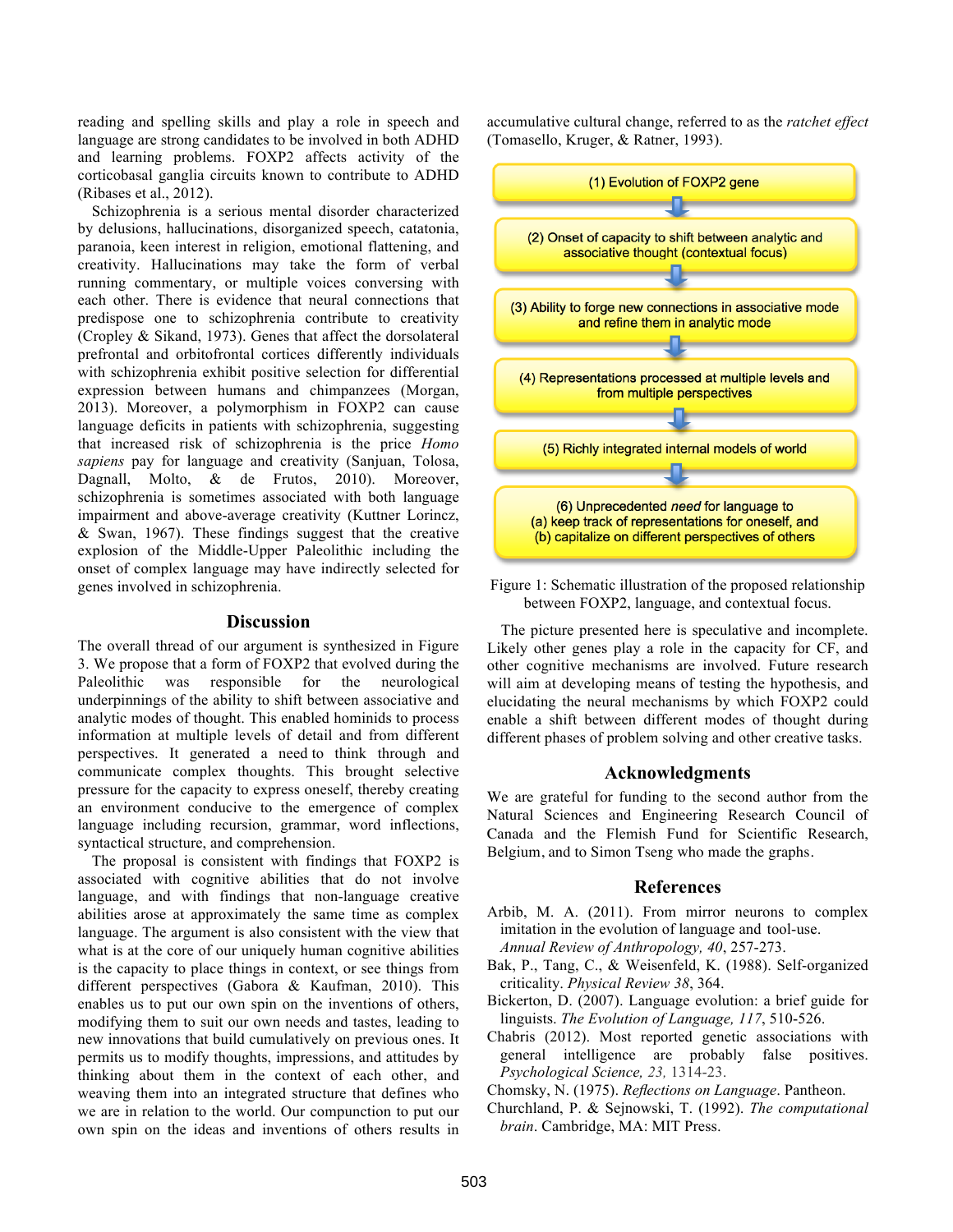reading and spelling skills and play a role in speech and language are strong candidates to be involved in both ADHD and learning problems. FOXP2 affects activity of the corticobasal ganglia circuits known to contribute to ADHD (Ribases et al., 2012).

Schizophrenia is a serious mental disorder characterized by delusions, hallucinations, disorganized speech, catatonia, paranoia, keen interest in religion, emotional flattening, and creativity. Hallucinations may take the form of verbal running commentary, or multiple voices conversing with each other. There is evidence that neural connections that predispose one to schizophrenia contribute to creativity (Cropley & Sikand, 1973). Genes that affect the dorsolateral prefrontal and orbitofrontal cortices differently individuals with schizophrenia exhibit positive selection for differential expression between humans and chimpanzees (Morgan, 2013). Moreover, a polymorphism in FOXP2 can cause language deficits in patients with schizophrenia, suggesting that increased risk of schizophrenia is the price *Homo sapiens* pay for language and creativity (Sanjuan, Tolosa, Dagnall, Molto, & de Frutos, 2010). Moreover, schizophrenia is sometimes associated with both language impairment and above-average creativity (Kuttner Lorincz, & Swan, 1967). These findings suggest that the creative explosion of the Middle-Upper Paleolithic including the onset of complex language may have indirectly selected for genes involved in schizophrenia.

## Discussion

The overall thread of our argument is synthesized in Figure 3. We propose that a form of FOXP2 that evolved during the Paleolithic was responsible for the neurological underpinnings of the ability to shift between associative and analytic modes of thought. This enabled hominids to process information at multiple levels of detail and from different perspectives. It generated a need to think through and communicate complex thoughts. This brought selective pressure for the capacity to express oneself, thereby creating an environment conducive to the emergence of complex language including recursion, grammar, word inflections, syntactical structure, and comprehension.

The proposal is consistent with findings that FOXP2 is associated with cognitive abilities that do not involve language, and with findings that non-language creative abilities arose at approximately the same time as complex language. The argument is also consistent with the view that what is at the core of our uniquely human cognitive abilities is the capacity to place things in context, or see things from different perspectives (Gabora & Kaufman, 2010). This enables us to put our own spin on the inventions of others, modifying them to suit our own needs and tastes, leading to new innovations that build cumulatively on previous ones. It permits us to modify thoughts, impressions, and attitudes by thinking about them in the context of each other, and weaving them into an integrated structure that defines who we are in relation to the world. Our compunction to put our own spin on the ideas and inventions of others results in accumulative cultural change, referred to as the *ratchet effect* (Tomasello, Kruger, & Ratner, 1993).

(1) Evolution of FOXP2 gene

↓

(2) Onset of capacity to shift between analytic and associative thought (contextual focus)

↓

(3) Ability to forge new connections in associative mode and refine them in analytic mode

↓

(4) Representations processed at multiple levels and from multiple perspectives

↓

(5) Richly integrated internal models of world

↓

(6) Unprecedented *need* for language to
(a) keep track of representations for oneself, and
(b) capitalize on different perspectives of others

Figure 1: Schematic illustration of the proposed relationship between FOXP2, language, and contextual focus.

The picture presented here is speculative and incomplete. Likely other genes play a role in the capacity for CF, and other cognitive mechanisms are involved. Future research will aim at developing means of testing the hypothesis, and elucidating the neural mechanisms by which FOXP2 could enable a shift between different modes of thought during different phases of problem solving and other creative tasks.

## Acknowledgments

We are grateful for funding to the second author from the Natural Sciences and Engineering Research Council of Canada and the Flemish Fund for Scientific Research, Belgium, and to Simon Tseng who made the graphs.

## References

Arbib, M. A. (2011). From mirror neurons to complex imitation in the evolution of language and tool-use. *Annual Review of Anthropology, 40*, 257-273.

Bak, P., Tang, C., & Weisenfeld, K. (1988). Self-organized criticality. *Physical Review 38*, 364.

Bickerton, D. (2007). Language evolution: a brief guide for linguists. *The Evolution of Language, 117*, 510-526.

Chabris (2012). Most reported genetic associations with general intelligence are probably false positives. *Psychological Science, 23,* 1314-23.

Chomsky, N. (1975). *Reflections on Language*. Pantheon.

Churchland, P. & Sejnowski, T. (1992). *The computational brain*. Cambridge, MA: MIT Press.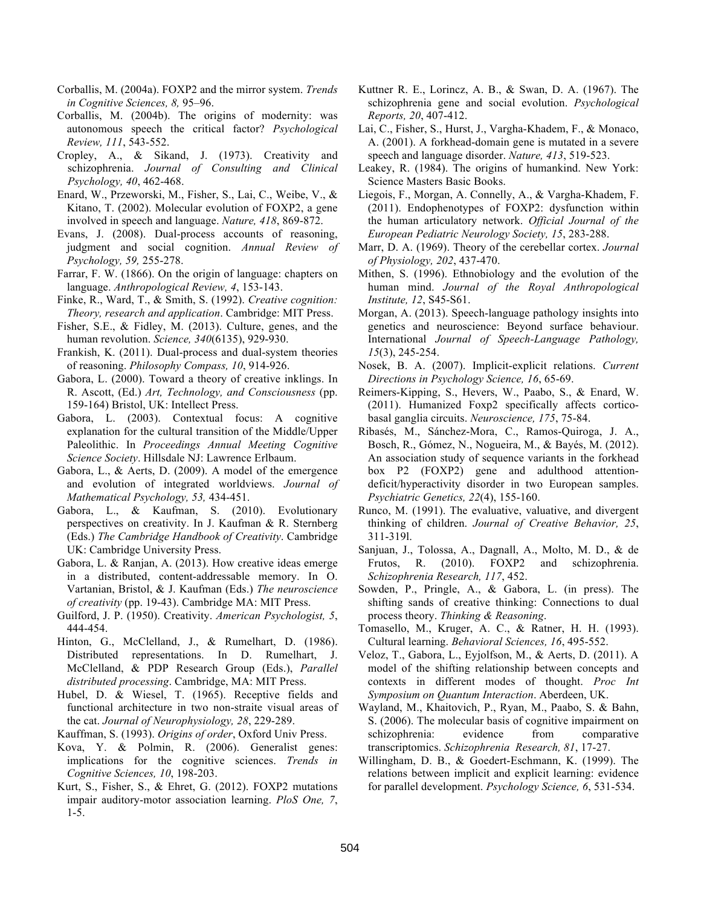Corballis, M. (2004a). FOXP2 and the mirror system. *Trends in Cognitive Sciences, 8,* 95–96.

Corballis, M. (2004b). The origins of modernity: was autonomous speech the critical factor? *Psychological Review, 111*, 543-552.

Cropley, A., & Sikand, J. (1973). Creativity and schizophrenia. *Journal of Consulting and Clinical Psychology, 40*, 462-468.

Enard, W., Przeworski, M., Fisher, S., Lai, C., Weibe, V., & Kitano, T. (2002). Molecular evolution of FOXP2, a gene involved in speech and language. *Nature, 418*, 869-872.

Evans, J. (2008). Dual-process accounts of reasoning, judgment and social cognition. *Annual Review of Psychology, 59,* 255-278.

Farrar, F. W. (1866). On the origin of language: chapters on language. *Anthropological Review, 4*, 153-143.

Finke, R., Ward, T., & Smith, S. (1992). *Creative cognition: Theory, research and application*. Cambridge: MIT Press.

Fisher, S.E., & Fidley, M. (2013). Culture, genes, and the human revolution. *Science, 340*(6135), 929-930.

Frankish, K. (2011). Dual-process and dual-system theories of reasoning. *Philosophy Compass, 10*, 914-926.

Gabora, L. (2000). Toward a theory of creative inklings. In R. Ascott, (Ed.) *Art, Technology, and Consciousness* (pp. 159-164) Bristol, UK: Intellect Press.

Gabora, L. (2003). Contextual focus: A cognitive explanation for the cultural transition of the Middle/Upper Paleolithic. In *Proceedings Annual Meeting Cognitive Science Society*. Hillsdale NJ: Lawrence Erlbaum.

Gabora, L., & Aerts, D. (2009). A model of the emergence and evolution of integrated worldviews. *Journal of Mathematical Psychology, 53,* 434-451.

Gabora, L., & Kaufman, S. (2010). Evolutionary perspectives on creativity. In J. Kaufman & R. Sternberg (Eds.) *The Cambridge Handbook of Creativity*. Cambridge UK: Cambridge University Press.

Gabora, L. & Ranjan, A. (2013). How creative ideas emerge in a distributed, content-addressable memory. In O. Vartanian, Bristol, & J. Kaufman (Eds.) *The neuroscience of creativity* (pp. 19-43). Cambridge MA: MIT Press.

Guilford, J. P. (1950). Creativity. *American Psychologist, 5*, 444-454.

Hinton, G., McClelland, J., & Rumelhart, D. (1986). Distributed representations. In D. Rumelhart, J. McClelland, & PDP Research Group (Eds.), *Parallel distributed processing*. Cambridge, MA: MIT Press.

Hubel, D. & Wiesel, T. (1965). Receptive fields and functional architecture in two non-straite visual areas of the cat. *Journal of Neurophysiology, 28*, 229-289.

Kauffman, S. (1993). *Origins of order*, Oxford Univ Press.

Kova, Y. & Polmin, R. (2006). Generalist genes: implications for the cognitive sciences. *Trends in Cognitive Sciences, 10*, 198-203.

Kurt, S., Fisher, S., & Ehret, G. (2012). FOXP2 mutations impair auditory-motor association learning. *PloS One, 7*, 1-5.

Kuttner R. E., Lorincz, A. B., & Swan, D. A. (1967). The schizophrenia gene and social evolution. *Psychological Reports, 20*, 407-412.

Lai, C., Fisher, S., Hurst, J., Vargha-Khadem, F., & Monaco, A. (2001). A forkhead-domain gene is mutated in a severe speech and language disorder. *Nature, 413*, 519-523.

Leakey, R. (1984). The origins of humankind. New York: Science Masters Basic Books.

Liegois, F., Morgan, A. Connelly, A., & Vargha-Khadem, F. (2011). Endophenotypes of FOXP2: dysfunction within the human articulatory network. *Official Journal of the European Pediatric Neurology Society, 15*, 283-288.

Marr, D. A. (1969). Theory of the cerebellar cortex. *Journal of Physiology, 202*, 437-470.

Mithen, S. (1996). Ethnobiology and the evolution of the human mind. *Journal of the Royal Anthropological Institute, 12*, S45-S61.

Morgan, A. (2013). Speech-language pathology insights into genetics and neuroscience: Beyond surface behaviour. International *Journal of Speech-Language Pathology, 15*(3), 245-254.

Nosek, B. A. (2007). Implicit-explicit relations. *Current Directions in Psychology Science, 16*, 65-69.

Reimers-Kipping, S., Hevers, W., Paabo, S., & Enard, W. (2011). Humanized Foxp2 specifically affects cortico-basal ganglia circuits. *Neuroscience, 175*, 75-84.

Ribasés, M., Sánchez-Mora, C., Ramos-Quiroga, J. A., Bosch, R., Gómez, N., Nogueira, M., & Bayés, M. (2012). An association study of sequence variants in the forkhead box P2 (FOXP2) gene and adulthood attention-deficit/hyperactivity disorder in two European samples. *Psychiatric Genetics, 22*(4), 155-160.

Runco, M. (1991). The evaluative, valuative, and divergent thinking of children. *Journal of Creative Behavior, 25*, 311-319l.

Sanjuan, J., Tolossa, A., Dagnall, A., Molto, M. D., & de Frutos, R. (2010). FOXP2 and schizophrenia. *Schizophrenia Research, 117*, 452.

Sowden, P., Pringle, A., & Gabora, L. (in press). The shifting sands of creative thinking: Connections to dual process theory. *Thinking & Reasoning*.

Tomasello, M., Kruger, A. C., & Ratner, H. H. (1993). Cultural learning. *Behavioral Sciences, 16*, 495-552.

Veloz, T., Gabora, L., Eyjolfson, M., & Aerts, D. (2011). A model of the shifting relationship between concepts and contexts in different modes of thought. *Proc Int Symposium on Quantum Interaction*. Aberdeen, UK.

Wayland, M., Khaitovich, P., Ryan, M., Paabo, S. & Bahn, S. (2006). The molecular basis of cognitive impairment on schizophrenia: evidence from comparative transcriptomics. *Schizophrenia Research, 81*, 17-27.

Willingham, D. B., & Goedert-Eschmann, K. (1999). The relations between implicit and explicit learning: evidence for parallel development. *Psychology Science, 6*, 531-534.